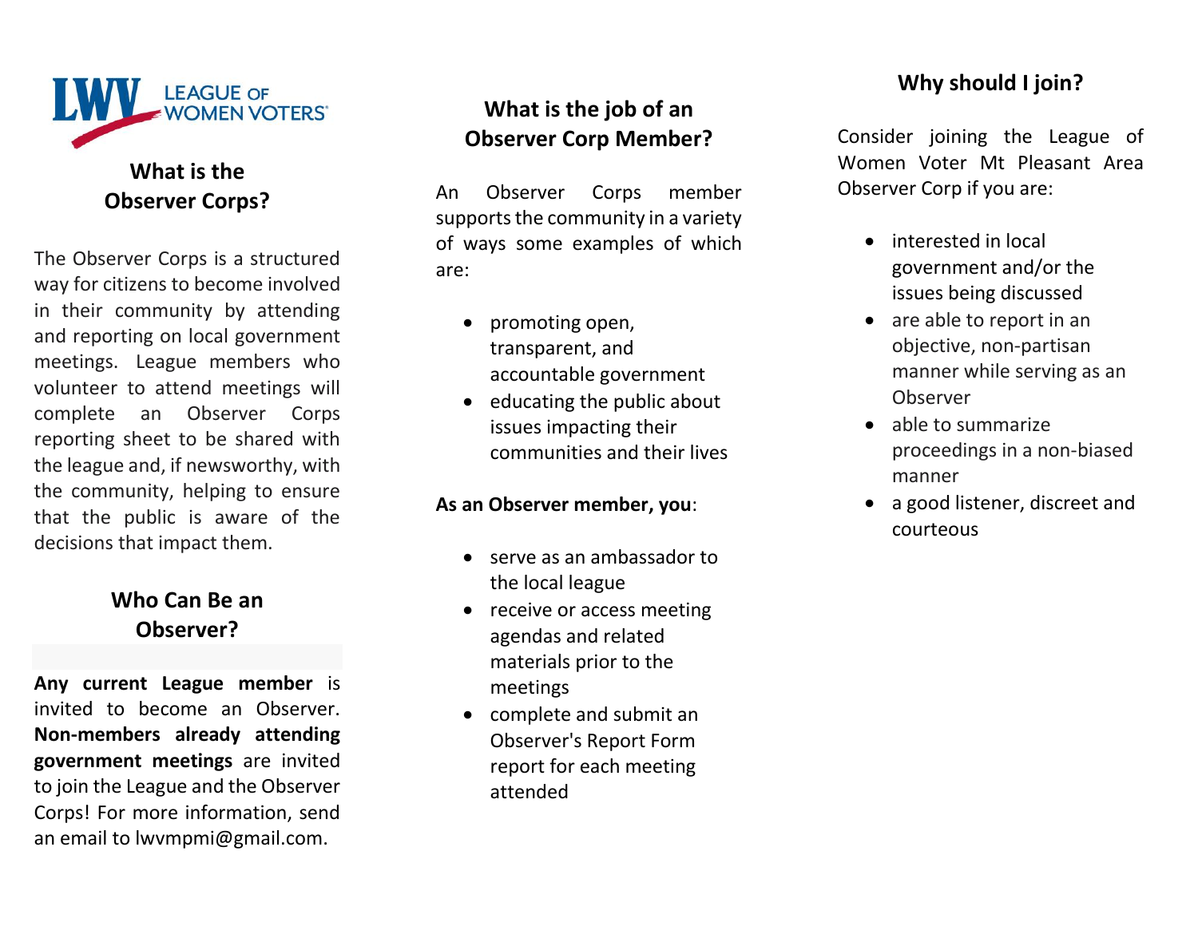LWV LEAGUE OF WOMEN VOTERS

## What is the Observer Corps?

The Observer Corps is a structured way for citizens to become involved in their community by attending and reporting on local government meetings. League members who volunteer to attend meetings will complete an Observer Corps reporting sheet to be shared with the league and, if newsworthy, with the community, helping to ensure that the public is aware of the decisions that impact them.

## Who Can Be an Observer?

**Any current League member** is invited to become an Observer. **Non-members already attending government meetings** are invited to join the League and the Observer Corps! For more information, send an email to lwvmpmi@gmail.com.

## What is the job of an Observer Corp Member?

An Observer Corps member supports the community in a variety of ways some examples of which are:

- promoting open, transparent, and accountable government
- educating the public about issues impacting their communities and their lives

**As an Observer member, you**:

- serve as an ambassador to the local league
- receive or access meeting agendas and related materials prior to the meetings
- complete and submit an Observer's Report Form report for each meeting attended

## Why should I join?

Consider joining the League of Women Voter Mt Pleasant Area Observer Corp if you are:

- interested in local government and/or the issues being discussed
- are able to report in an objective, non-partisan manner while serving as an Observer
- able to summarize proceedings in a non-biased manner
- a good listener, discreet and courteous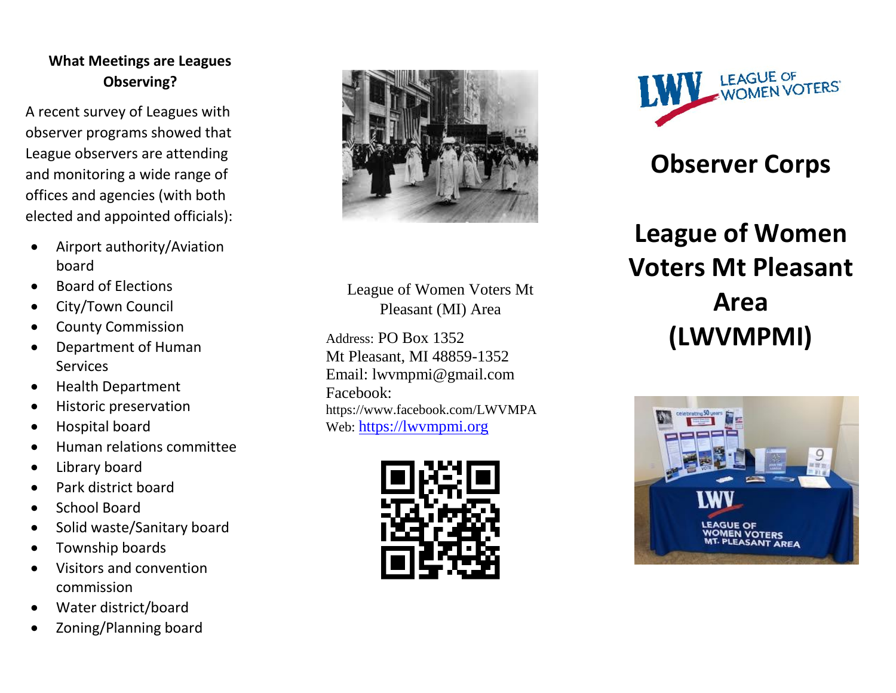### What Meetings are Leagues Observing?

A recent survey of Leagues with observer programs showed that League observers are attending and monitoring a wide range of offices and agencies (with both elected and appointed officials):

- Airport authority/Aviation board
- Board of Elections
- City/Town Council
- County Commission
- Department of Human Services
- Health Department
- Historic preservation
- Hospital board
- Human relations committee
- Library board
- Park district board
- School Board
- Solid waste/Sanitary board
- Township boards
- Visitors and convention commission
- Water district/board
- Zoning/Planning board

League of Women Voters Mt Pleasant (MI) Area

Address: PO Box 1352
Mt Pleasant, MI 48859-1352
Email: lwvmpmi@gmail.com
Facebook:
https://www.facebook.com/LWVMPA
Web: https://lwvmpmi.org

LEAGUE OF WOMEN VOTERS

# Observer Corps

# League of Women Voters Mt Pleasant Area (LWVMPMI)